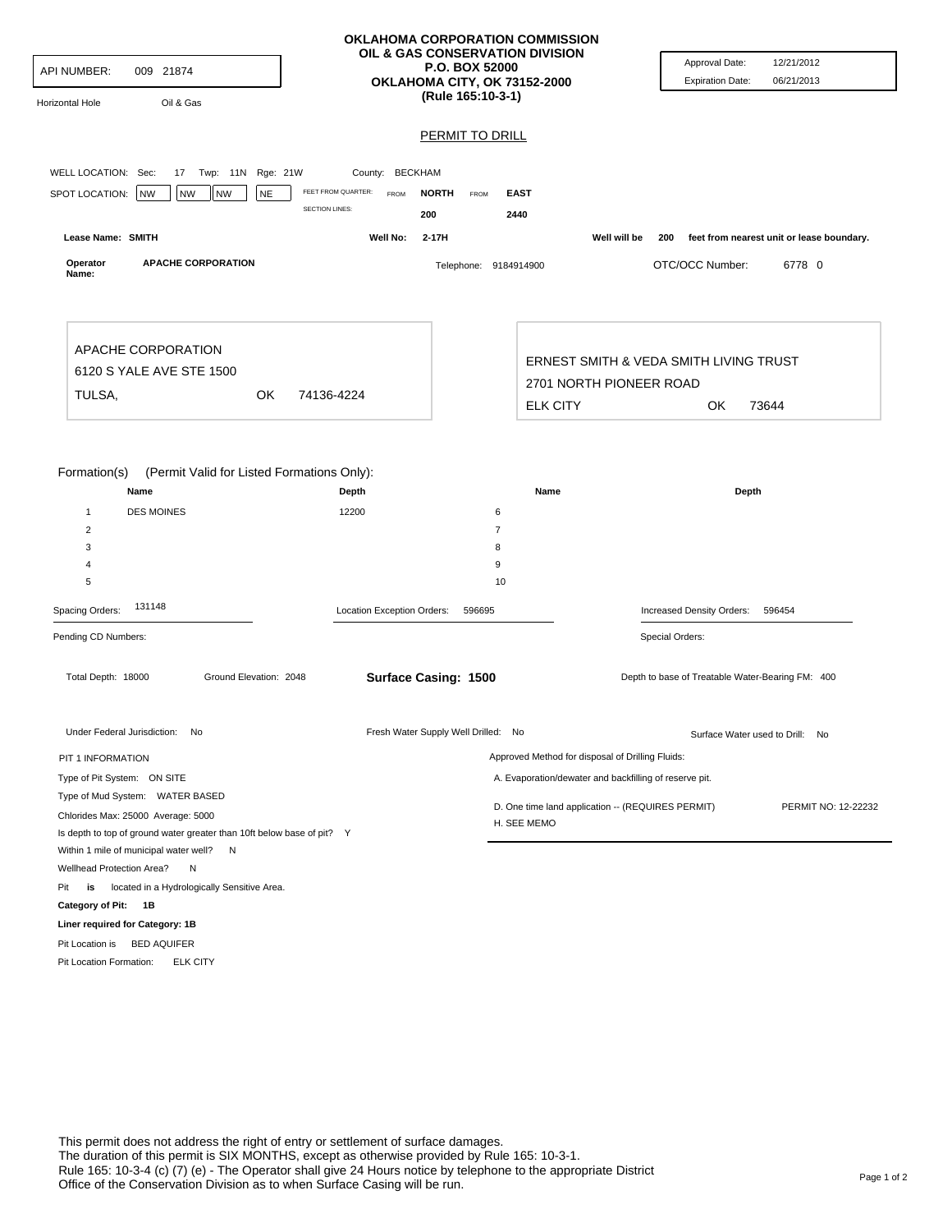API NUMBER: 009 21874

Horizontal Hole    Oil & Gas

**OKLAHOMA CORPORATION COMMISSION**
**OIL & GAS CONSERVATION DIVISION**
**P.O. BOX 52000**
**OKLAHOMA CITY, OK 73152-2000**
**(Rule 165:10-3-1)**

Approval Date: 12/21/2012
Expiration Date: 06/21/2013

## PERMIT TO DRILL

WELL LOCATION: Sec: 17 Twp: 11N Rge: 21W    County: BECKHAM

SPOT LOCATION: NW NW NW NE    FEET FROM QUARTER: FROM **NORTH** FROM **EAST**
SECTION LINES: 200    2440

**Lease Name: SMITH**    **Well No: 2-17H**    Well will be 200 feet from nearest unit or lease boundary.

**Operator Name: APACHE CORPORATION**    Telephone: 9184914900    OTC/OCC Number: 6778 0

APACHE CORPORATION
6120 S YALE AVE STE 1500
TULSA, OK 74136-4224

ERNEST SMITH & VEDA SMITH LIVING TRUST
2701 NORTH PIONEER ROAD
ELK CITY OK 73644

Formation(s) (Permit Valid for Listed Formations Only):

| | Name | Depth | | Name | Depth |
|---|---|---|---|---|---|
| 1 | DES MOINES | 12200 | 6 | | |
| 2 | | | 7 | | |
| 3 | | | 8 | | |
| 4 | | | 9 | | |
| 5 | | | 10 | | |

Spacing Orders: 131148    Location Exception Orders: 596695    Increased Density Orders: 596454

Pending CD Numbers:    Special Orders:

Total Depth: 18000    Ground Elevation: 2048    **Surface Casing: 1500**    Depth to base of Treatable Water-Bearing FM: 400

Under Federal Jurisdiction: No    Fresh Water Supply Well Drilled: No    Surface Water used to Drill: No

PIT 1 INFORMATION
Type of Pit System: ON SITE
Type of Mud System: WATER BASED
Chlorides Max: 25000 Average: 5000
Is depth to top of ground water greater than 10ft below base of pit? Y
Within 1 mile of municipal water well? N
Wellhead Protection Area? N
Pit **is** located in a Hydrologically Sensitive Area.
**Category of Pit: 1B**
**Liner required for Category: 1B**
Pit Location is BED AQUIFER
Pit Location Formation: ELK CITY

Approved Method for disposal of Drilling Fluids:

A. Evaporation/dewater and backfilling of reserve pit.

D. One time land application -- (REQUIRES PERMIT)    PERMIT NO: 12-22232

H. SEE MEMO

This permit does not address the right of entry or settlement of surface damages.
The duration of this permit is SIX MONTHS, except as otherwise provided by Rule 165: 10-3-1.
Rule 165: 10-3-4 (c) (7) (e) - The Operator shall give 24 Hours notice by telephone to the appropriate District Office of the Conservation Division as to when Surface Casing will be run.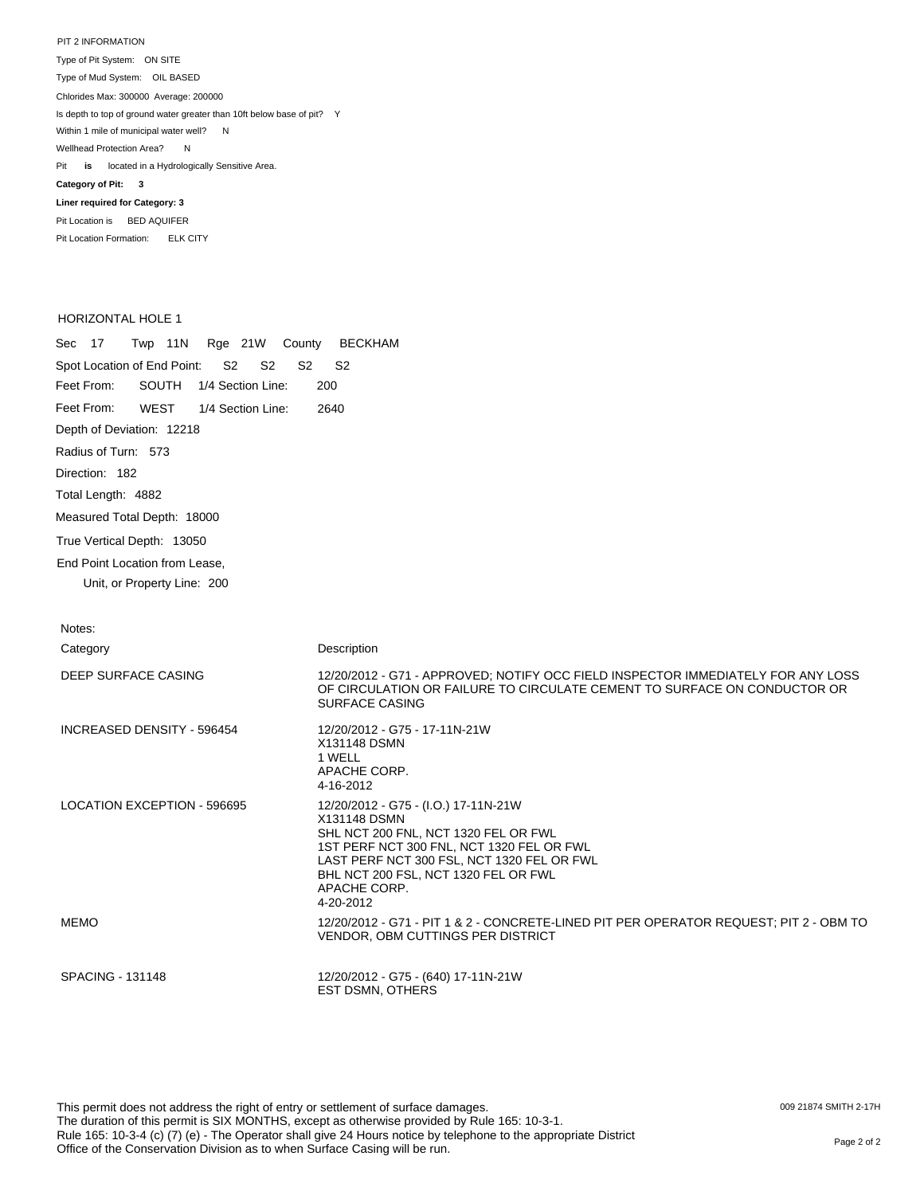PIT 2 INFORMATION

Type of Pit System: ON SITE

Type of Mud System: OIL BASED

Chlorides Max: 300000 Average: 200000

Is depth to top of ground water greater than 10ft below base of pit? Y

Within 1 mile of municipal water well? N

Wellhead Protection Area? N

Pit **is** located in a Hydrologically Sensitive Area.

**Category of Pit: 3**

**Liner required for Category: 3**

Pit Location is BED AQUIFER

Pit Location Formation: ELK CITY

HORIZONTAL HOLE 1

Sec 17 Twp 11N Rge 21W County BECKHAM

Spot Location of End Point: S2 S2 S2 S2

Feet From: SOUTH 1/4 Section Line: 200

Feet From: WEST 1/4 Section Line: 2640

Depth of Deviation: 12218

Radius of Turn: 573

Direction: 182

Total Length: 4882

Measured Total Depth: 18000

True Vertical Depth: 13050

End Point Location from Lease,
Unit, or Property Line: 200

Notes:

| Category | Description |
|---|---|
| DEEP SURFACE CASING | 12/20/2012 - G71 - APPROVED; NOTIFY OCC FIELD INSPECTOR IMMEDIATELY FOR ANY LOSS OF CIRCULATION OR FAILURE TO CIRCULATE CEMENT TO SURFACE ON CONDUCTOR OR SURFACE CASING |
| INCREASED DENSITY - 596454 | 12/20/2012 - G75 - 17-11N-21W<br>X131148 DSMN<br>1 WELL<br>APACHE CORP.<br>4-16-2012 |
| LOCATION EXCEPTION - 596695 | 12/20/2012 - G75 - (I.O.) 17-11N-21W<br>X131148 DSMN<br>SHL NCT 200 FNL, NCT 1320 FEL OR FWL<br>1ST PERF NCT 300 FNL, NCT 1320 FEL OR FWL<br>LAST PERF NCT 300 FSL, NCT 1320 FEL OR FWL<br>BHL NCT 200 FSL, NCT 1320 FEL OR FWL<br>APACHE CORP.<br>4-20-2012 |
| MEMO | 12/20/2012 - G71 - PIT 1 & 2 - CONCRETE-LINED PIT PER OPERATOR REQUEST; PIT 2 - OBM TO VENDOR, OBM CUTTINGS PER DISTRICT |
| SPACING - 131148 | 12/20/2012 - G75 - (640) 17-11N-21W<br>EST DSMN, OTHERS |

This permit does not address the right of entry or settlement of surface damages.
The duration of this permit is SIX MONTHS, except as otherwise provided by Rule 165: 10-3-1.
Rule 165: 10-3-4 (c) (7) (e) - The Operator shall give 24 Hours notice by telephone to the appropriate District Office of the Conservation Division as to when Surface Casing will be run.

009 21874 SMITH 2-17H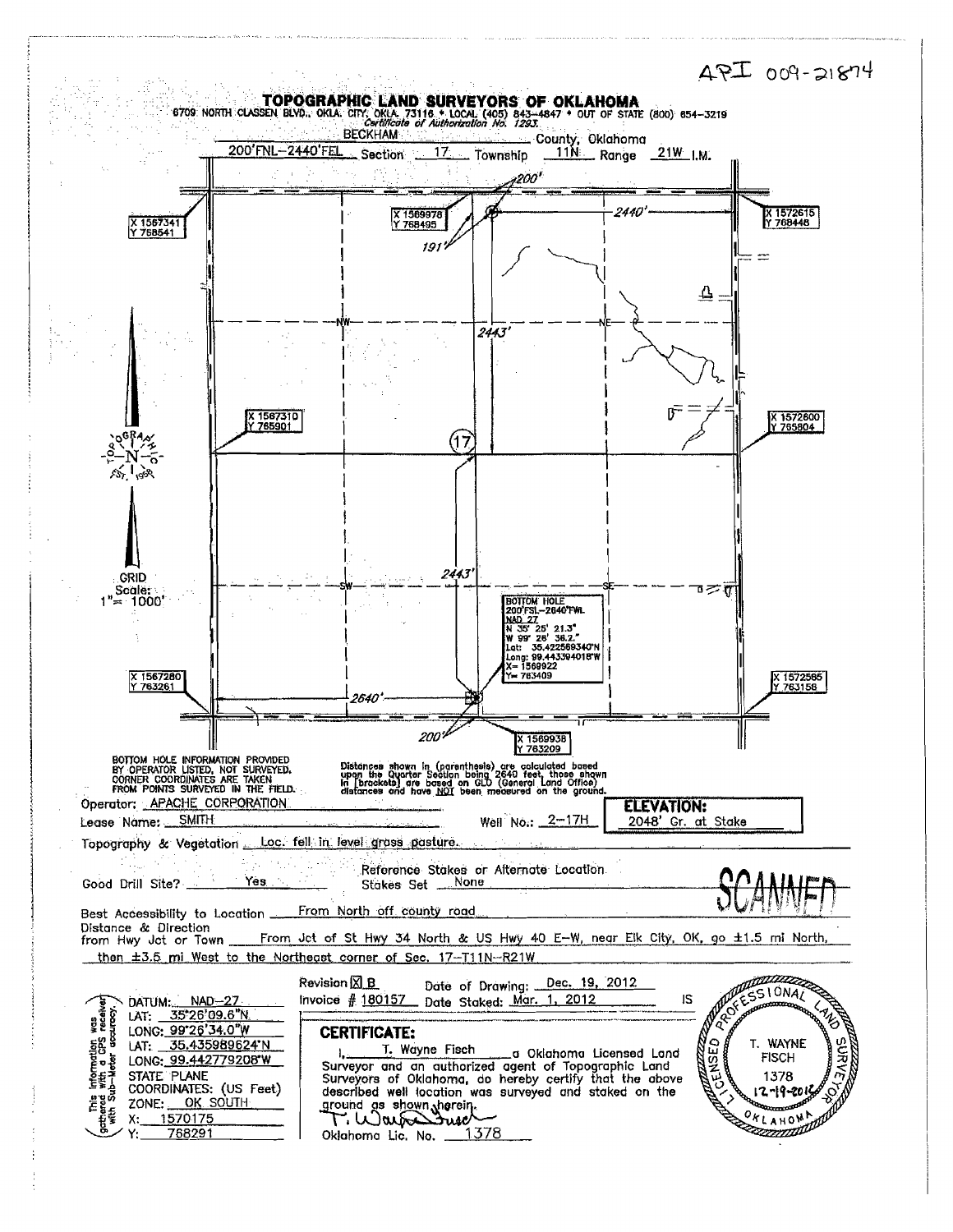API 009-21874

# TOPOGRAPHIC LAND SURVEYORS OF OKLAHOMA

6709 NORTH CLASSEN BLVD., OKLA. CITY, OKLA. 73116 • LOCAL (405) 843-4847 • OUT OF STATE (800) 654-3219
*Certificate of Authorization No. 1293.*

BECKHAM County, Oklahoma

200'FNL-2440'FEL Section 17 Township 11N Range 21W I.M.

X 1567341
Y 768541

X 1569978
Y 768495

200'

2440'

X 1572615
Y 768446

191'

NW

2443'

NE

X 1567310
Y 765901

17

X 1572600
Y 765804

GRID
Scale:
1"= 1000'

2443'

SW

SE

BOTTOM HOLE
200'FSL-2640'FWL
NAD 27
N 35° 25' 21.3"
W 99° 26' 36.2"
Lat: 35.422569340°N
Long: 99.443394018°W
X= 1569922
Y= 763409

X 1567280
Y 763261

2640'

X 1572565
Y 763158

200'

X 1569938
Y 763209

BOTTOM HOLE INFORMATION PROVIDED BY OPERATOR LISTED, NOT SURVEYED. CORNER COORDINATES ARE TAKEN FROM POINTS SURVEYED IN THE FIELD.

Distances shown in (parenthesis) are calculated based upon the Quarter Section being 2640 feet, those shown in [brackets] are based on GLO (General Land Office) distances and have NOT been measured on the ground.

Operator: APACHE CORPORATION

**ELEVATION:**
2048' Gr. at Stake

Lease Name: SMITH Well No.: 2-17H

Topography & Vegetation Loc. fell in level grass pasture.

Good Drill Site? Yes

Reference Stakes or Alternate Location Stakes Set None

SCANNED

Best Accessibility to Location From North off county road

Distance & Direction from Hwy Jct or Town From Jct of St Hwy 34 North & US Hwy 40 E-W, near Elk City, OK, go ±1.5 mi North, then ±3.5 mi West to the Northeast corner of Sec. 17-T11N-R21W

This information was gathered with a GPS receiver with Sub-Meter accuracy.

DATUM: NAD-27
LAT: 35°26'09.6"N
LONG: 99°26'34.0"W
LAT: 35.435989624°N
LONG: 99.442779208°W
STATE PLANE COORDINATES: (US Feet)
ZONE: OK SOUTH
X: 1570175
Y: 768291

Revision ☒ B Date of Drawing: Dec. 19, 2012
Invoice # 180157 Date Staked: Mar. 1, 2012 IS

**CERTIFICATE:**

I, T. Wayne Fisch a Oklahoma Licensed Land Surveyor and an authorized agent of Topographic Land Surveyors of Oklahoma, do hereby certify that the above described well location was surveyed and staked on the ground as shown herein.

T. Wayne Fisch
Oklahoma Lic. No. 1378

LICENSED PROFESSIONAL LAND SURVEYOR
T. WAYNE FISCH
1378
12-19-2012
OKLAHOMA